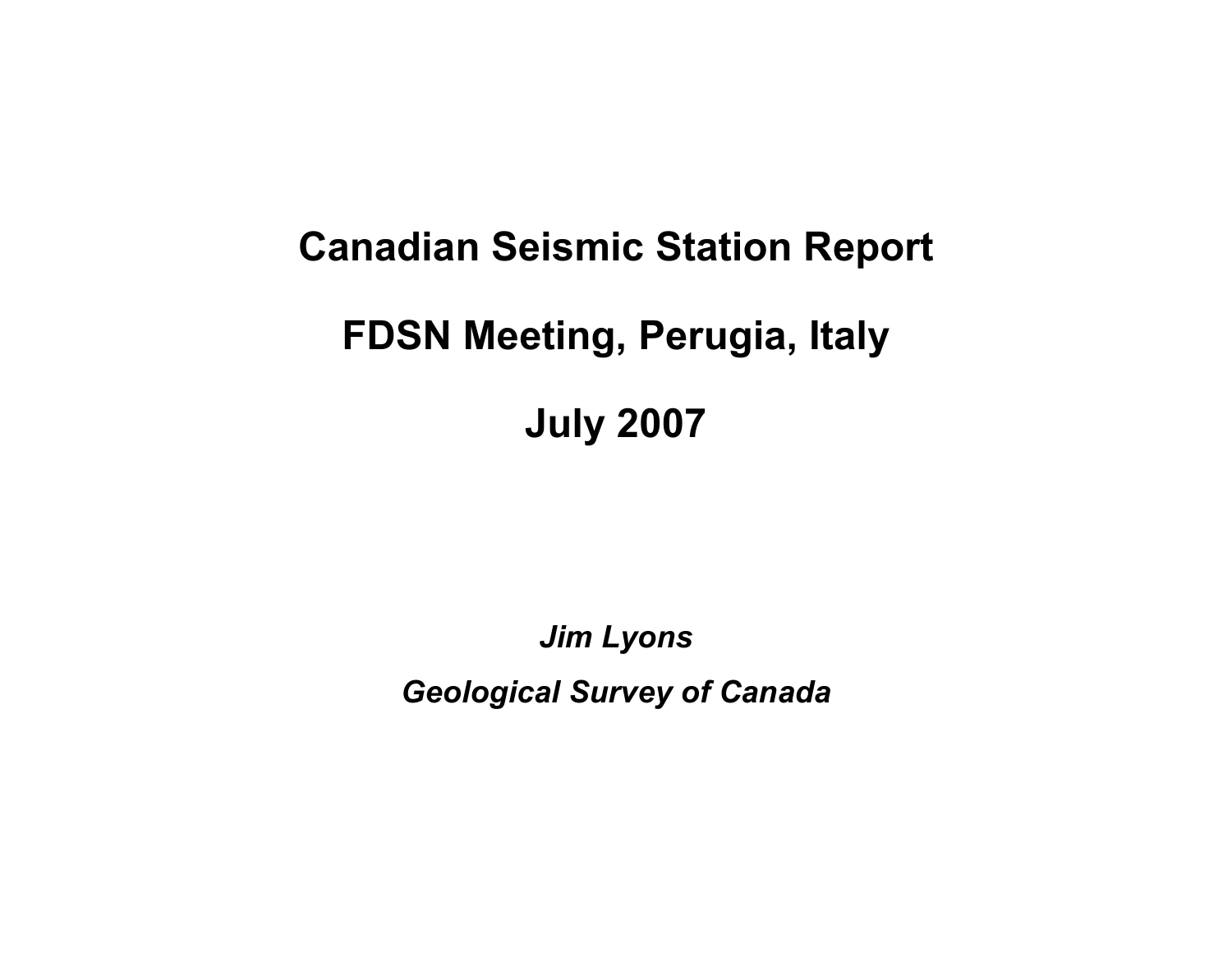# Canadian Seismic Station Report

## FDSN Meeting, Perugia, Italy

## July 2007

***Jim Lyons***

***Geological Survey of Canada***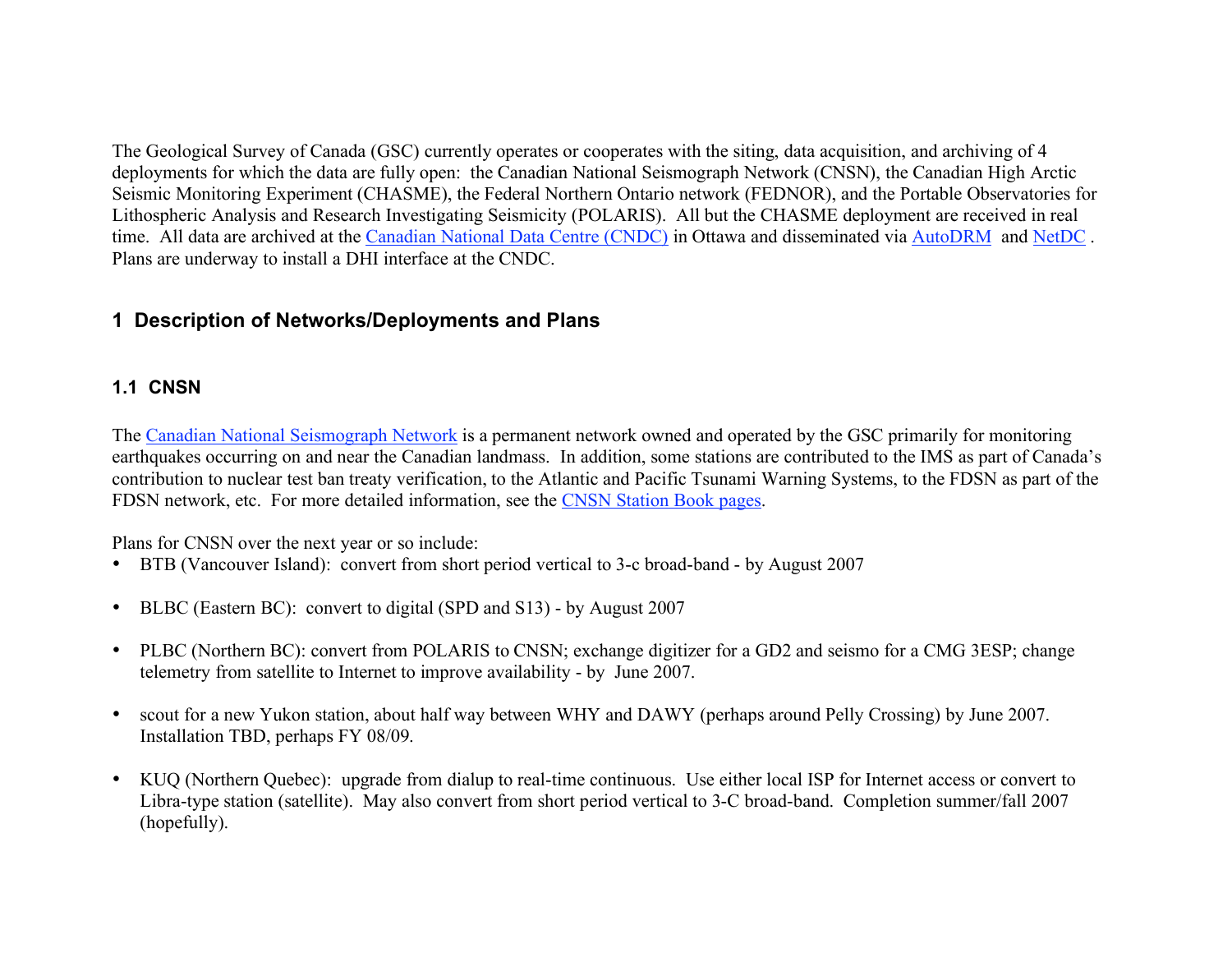The Geological Survey of Canada (GSC) currently operates or cooperates with the siting, data acquisition, and archiving of 4 deployments for which the data are fully open: the Canadian National Seismograph Network (CNSN), the Canadian High Arctic Seismic Monitoring Experiment (CHASME), the Federal Northern Ontario network (FEDNOR), and the Portable Observatories for Lithospheric Analysis and Research Investigating Seismicity (POLARIS). All but the CHASME deployment are received in real time. All data are archived at the Canadian National Data Centre (CNDC) in Ottawa and disseminated via AutoDRM and NetDC . Plans are underway to install a DHI interface at the CNDC.

## 1 Description of Networks/Deployments and Plans

### 1.1 CNSN

The Canadian National Seismograph Network is a permanent network owned and operated by the GSC primarily for monitoring earthquakes occurring on and near the Canadian landmass. In addition, some stations are contributed to the IMS as part of Canada's contribution to nuclear test ban treaty verification, to the Atlantic and Pacific Tsunami Warning Systems, to the FDSN as part of the FDSN network, etc. For more detailed information, see the CNSN Station Book pages.

Plans for CNSN over the next year or so include:

- BTB (Vancouver Island): convert from short period vertical to 3-c broad-band - by August 2007
- BLBC (Eastern BC): convert to digital (SPD and S13) - by August 2007
- PLBC (Northern BC): convert from POLARIS to CNSN; exchange digitizer for a GD2 and seismo for a CMG 3ESP; change telemetry from satellite to Internet to improve availability - by June 2007.
- scout for a new Yukon station, about half way between WHY and DAWY (perhaps around Pelly Crossing) by June 2007. Installation TBD, perhaps FY 08/09.
- KUQ (Northern Quebec): upgrade from dialup to real-time continuous. Use either local ISP for Internet access or convert to Libra-type station (satellite). May also convert from short period vertical to 3-C broad-band. Completion summer/fall 2007 (hopefully).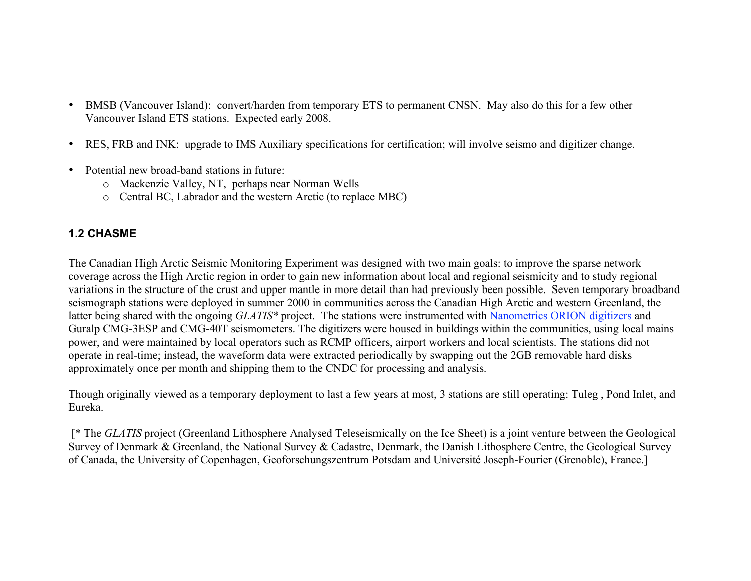- BMSB (Vancouver Island): convert/harden from temporary ETS to permanent CNSN. May also do this for a few other Vancouver Island ETS stations. Expected early 2008.

- RES, FRB and INK: upgrade to IMS Auxiliary specifications for certification; will involve seismo and digitizer change.

- Potential new broad-band stations in future:
  - Mackenzie Valley, NT, perhaps near Norman Wells
  - Central BC, Labrador and the western Arctic (to replace MBC)

### 1.2 CHASME

The Canadian High Arctic Seismic Monitoring Experiment was designed with two main goals: to improve the sparse network coverage across the High Arctic region in order to gain new information about local and regional seismicity and to study regional variations in the structure of the crust and upper mantle in more detail than had previously been possible. Seven temporary broadband seismograph stations were deployed in summer 2000 in communities across the Canadian High Arctic and western Greenland, the latter being shared with the ongoing *GLATIS\** project. The stations were instrumented with Nanometrics ORION digitizers and Guralp CMG-3ESP and CMG-40T seismometers. The digitizers were housed in buildings within the communities, using local mains power, and were maintained by local operators such as RCMP officers, airport workers and local scientists. The stations did not operate in real-time; instead, the waveform data were extracted periodically by swapping out the 2GB removable hard disks approximately once per month and shipping them to the CNDC for processing and analysis.

Though originally viewed as a temporary deployment to last a few years at most, 3 stations are still operating: Tuleg , Pond Inlet, and Eureka.

[* The *GLATIS* project (Greenland Lithosphere Analysed Teleseismically on the Ice Sheet) is a joint venture between the Geological Survey of Denmark & Greenland, the National Survey & Cadastre, Denmark, the Danish Lithosphere Centre, the Geological Survey of Canada, the University of Copenhagen, Geoforschungszentrum Potsdam and Université Joseph-Fourier (Grenoble), France.]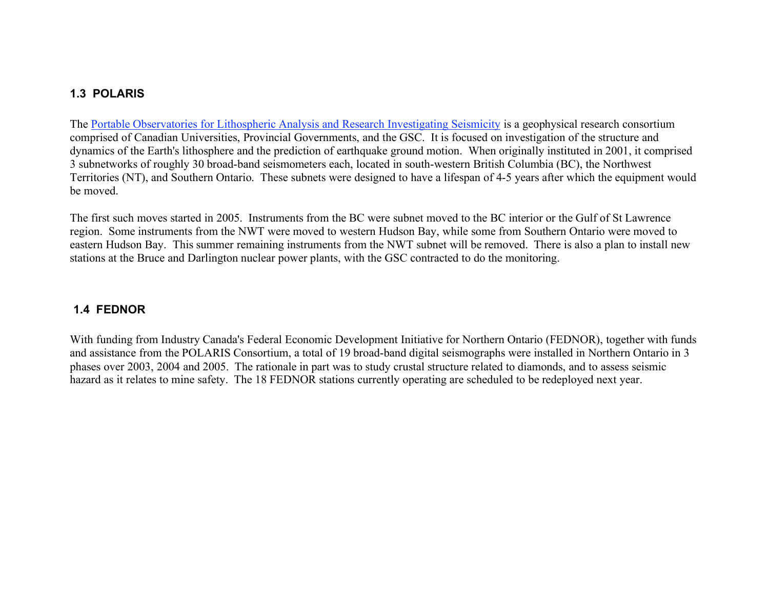### 1.3 POLARIS

The [Portable Observatories for Lithospheric Analysis and Research Investigating Seismicity](Portable Observatories for Lithospheric Analysis and Research Investigating Seismicity) is a geophysical research consortium comprised of Canadian Universities, Provincial Governments, and the GSC. It is focused on investigation of the structure and dynamics of the Earth's lithosphere and the prediction of earthquake ground motion. When originally instituted in 2001, it comprised 3 subnetworks of roughly 30 broad-band seismometers each, located in south-western British Columbia (BC), the Northwest Territories (NT), and Southern Ontario. These subnets were designed to have a lifespan of 4-5 years after which the equipment would be moved.

The first such moves started in 2005. Instruments from the BC were subnet moved to the BC interior or the Gulf of St Lawrence region. Some instruments from the NWT were moved to western Hudson Bay, while some from Southern Ontario were moved to eastern Hudson Bay. This summer remaining instruments from the NWT subnet will be removed. There is also a plan to install new stations at the Bruce and Darlington nuclear power plants, with the GSC contracted to do the monitoring.

### 1.4 FEDNOR

With funding from Industry Canada's Federal Economic Development Initiative for Northern Ontario (FEDNOR), together with funds and assistance from the POLARIS Consortium, a total of 19 broad-band digital seismographs were installed in Northern Ontario in 3 phases over 2003, 2004 and 2005. The rationale in part was to study crustal structure related to diamonds, and to assess seismic hazard as it relates to mine safety. The 18 FEDNOR stations currently operating are scheduled to be redeployed next year.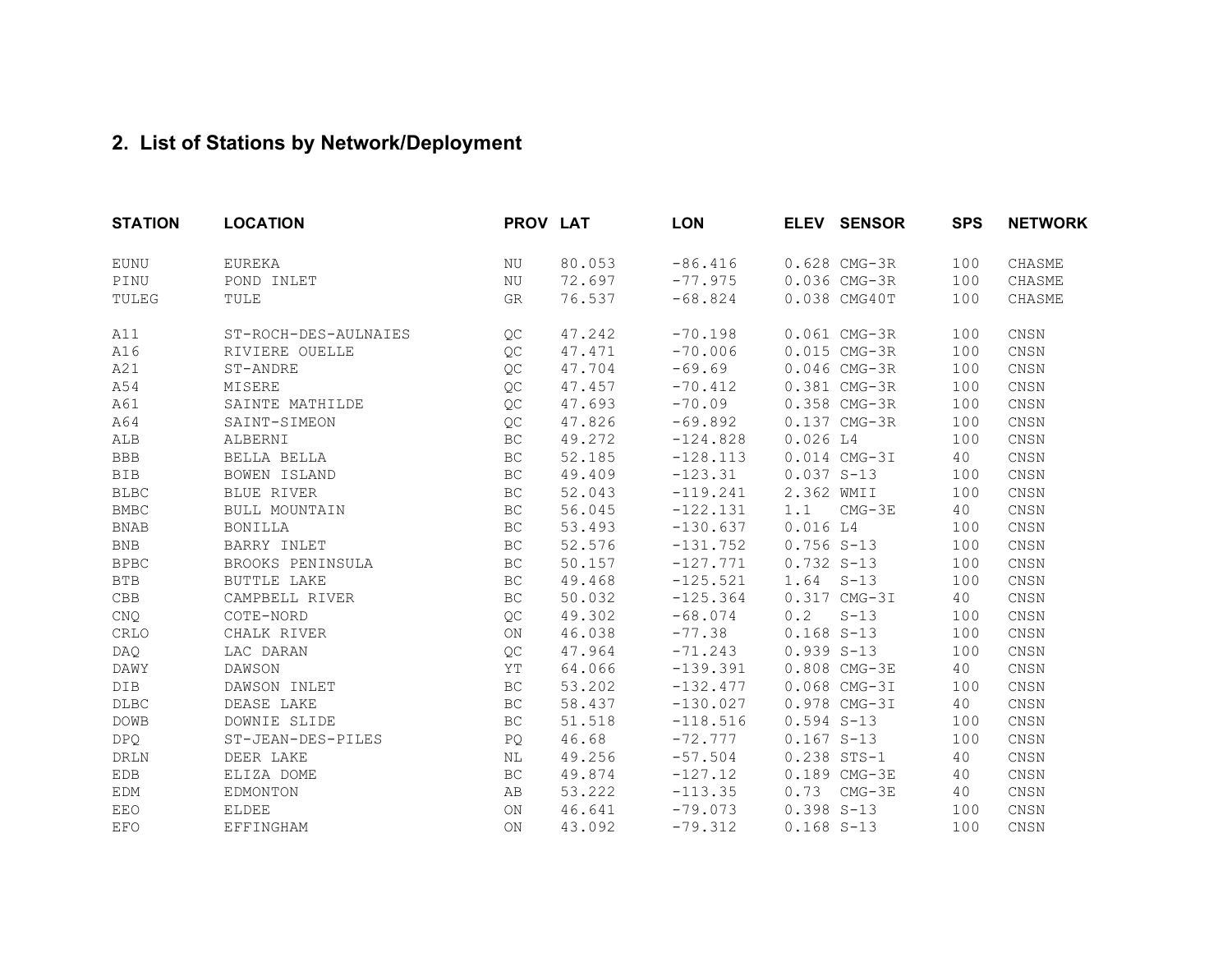## 2. List of Stations by Network/Deployment

| STATION | LOCATION | PROV | LAT | LON | ELEV | SENSOR | SPS | NETWORK |
|---|---|---|---|---|---|---|---|---|
| EUNU | EUREKA | NU | 80.053 | -86.416 | 0.628 | CMG-3R | 100 | CHASME |
| PINU | POND INLET | NU | 72.697 | -77.975 | 0.036 | CMG-3R | 100 | CHASME |
| TULEG | TULE | GR | 76.537 | -68.824 | 0.038 | CMG40T | 100 | CHASME |
| A11 | ST-ROCH-DES-AULNAIES | QC | 47.242 | -70.198 | 0.061 | CMG-3R | 100 | CNSN |
| A16 | RIVIERE OUELLE | QC | 47.471 | -70.006 | 0.015 | CMG-3R | 100 | CNSN |
| A21 | ST-ANDRE | QC | 47.704 | -69.69 | 0.046 | CMG-3R | 100 | CNSN |
| A54 | MISERE | QC | 47.457 | -70.412 | 0.381 | CMG-3R | 100 | CNSN |
| A61 | SAINTE MATHILDE | QC | 47.693 | -70.09 | 0.358 | CMG-3R | 100 | CNSN |
| A64 | SAINT-SIMEON | QC | 47.826 | -69.892 | 0.137 | CMG-3R | 100 | CNSN |
| ALB | ALBERNI | BC | 49.272 | -124.828 | 0.026 | L4 | 100 | CNSN |
| BBB | BELLA BELLA | BC | 52.185 | -128.113 | 0.014 | CMG-3I | 40 | CNSN |
| BIB | BOWEN ISLAND | BC | 49.409 | -123.31 | 0.037 | S-13 | 100 | CNSN |
| BLBC | BLUE RIVER | BC | 52.043 | -119.241 | 2.362 | WMII | 100 | CNSN |
| BMBC | BULL MOUNTAIN | BC | 56.045 | -122.131 | 1.1 | CMG-3E | 40 | CNSN |
| BNAB | BONILLA | BC | 53.493 | -130.637 | 0.016 | L4 | 100 | CNSN |
| BNB | BARRY INLET | BC | 52.576 | -131.752 | 0.756 | S-13 | 100 | CNSN |
| BPBC | BROOKS PENINSULA | BC | 50.157 | -127.771 | 0.732 | S-13 | 100 | CNSN |
| BTB | BUTTLE LAKE | BC | 49.468 | -125.521 | 1.64 | S-13 | 100 | CNSN |
| CBB | CAMPBELL RIVER | BC | 50.032 | -125.364 | 0.317 | CMG-3I | 40 | CNSN |
| CNQ | COTE-NORD | QC | 49.302 | -68.074 | 0.2 | S-13 | 100 | CNSN |
| CRLO | CHALK RIVER | ON | 46.038 | -77.38 | 0.168 | S-13 | 100 | CNSN |
| DAQ | LAC DARAN | QC | 47.964 | -71.243 | 0.939 | S-13 | 100 | CNSN |
| DAWY | DAWSON | YT | 64.066 | -139.391 | 0.808 | CMG-3E | 40 | CNSN |
| DIB | DAWSON INLET | BC | 53.202 | -132.477 | 0.068 | CMG-3I | 100 | CNSN |
| DLBC | DEASE LAKE | BC | 58.437 | -130.027 | 0.978 | CMG-3I | 40 | CNSN |
| DOWB | DOWNIE SLIDE | BC | 51.518 | -118.516 | 0.594 | S-13 | 100 | CNSN |
| DPQ | ST-JEAN-DES-PILES | PQ | 46.68 | -72.777 | 0.167 | S-13 | 100 | CNSN |
| DRLN | DEER LAKE | NL | 49.256 | -57.504 | 0.238 | STS-1 | 40 | CNSN |
| EDB | ELIZA DOME | BC | 49.874 | -127.12 | 0.189 | CMG-3E | 40 | CNSN |
| EDM | EDMONTON | AB | 53.222 | -113.35 | 0.73 | CMG-3E | 40 | CNSN |
| EEO | ELDEE | ON | 46.641 | -79.073 | 0.398 | S-13 | 100 | CNSN |
| EFO | EFFINGHAM | ON | 43.092 | -79.312 | 0.168 | S-13 | 100 | CNSN |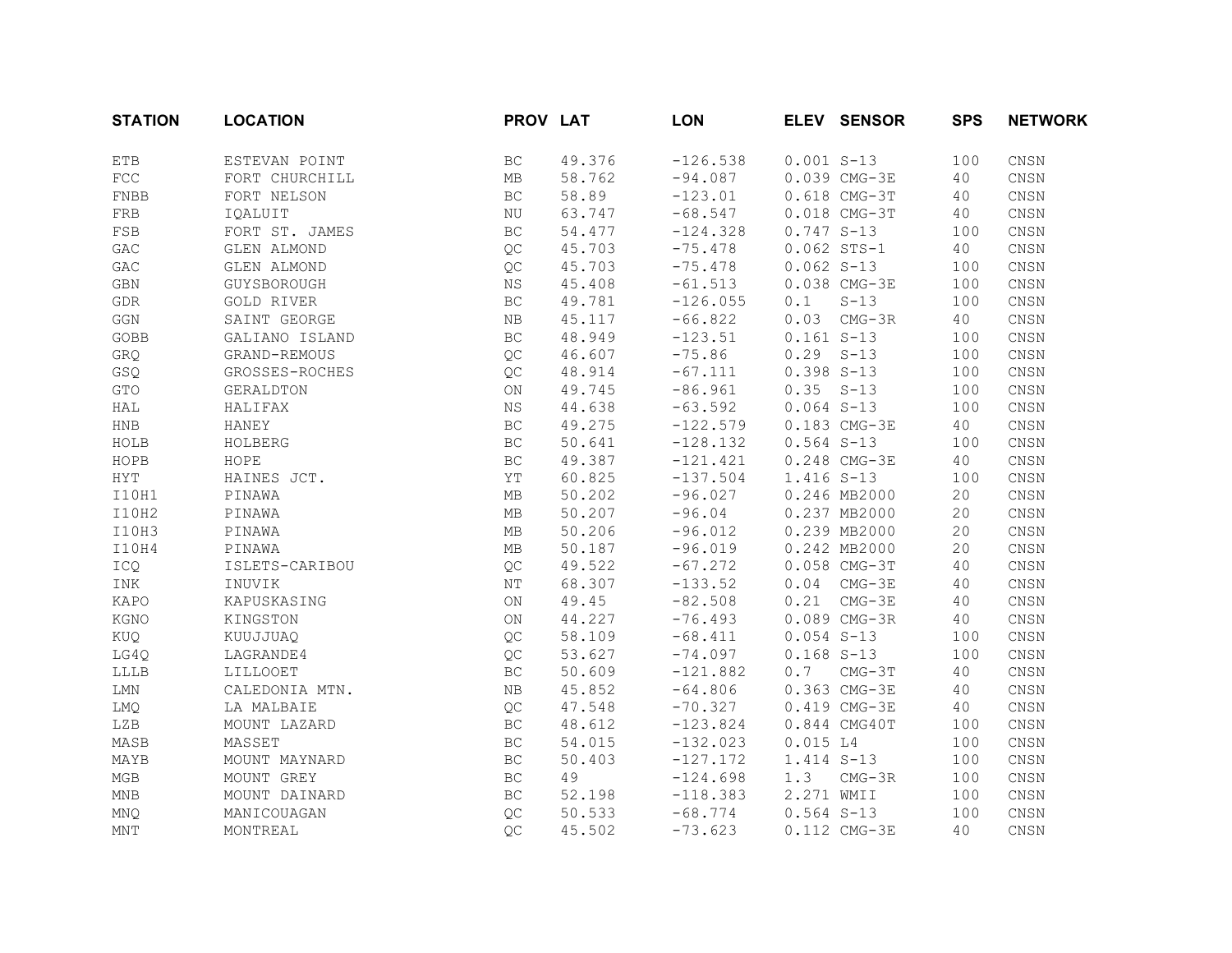| STATION | LOCATION | PROV | LAT | LON | ELEV | SENSOR | SPS | NETWORK |
|---|---|---|---|---|---|---|---|---|
| ETB | ESTEVAN POINT | BC | 49.376 | -126.538 | 0.001 | S-13 | 100 | CNSN |
| FCC | FORT CHURCHILL | MB | 58.762 | -94.087 | 0.039 | CMG-3E | 40 | CNSN |
| FNBB | FORT NELSON | BC | 58.89 | -123.01 | 0.618 | CMG-3T | 40 | CNSN |
| FRB | IQALUIT | NU | 63.747 | -68.547 | 0.018 | CMG-3T | 40 | CNSN |
| FSB | FORT ST. JAMES | BC | 54.477 | -124.328 | 0.747 | S-13 | 100 | CNSN |
| GAC | GLEN ALMOND | QC | 45.703 | -75.478 | 0.062 | STS-1 | 40 | CNSN |
| GAC | GLEN ALMOND | QC | 45.703 | -75.478 | 0.062 | S-13 | 100 | CNSN |
| GBN | GUYSBOROUGH | NS | 45.408 | -61.513 | 0.038 | CMG-3E | 100 | CNSN |
| GDR | GOLD RIVER | BC | 49.781 | -126.055 | 0.1 | S-13 | 100 | CNSN |
| GGN | SAINT GEORGE | NB | 45.117 | -66.822 | 0.03 | CMG-3R | 40 | CNSN |
| GOBB | GALIANO ISLAND | BC | 48.949 | -123.51 | 0.161 | S-13 | 100 | CNSN |
| GRQ | GRAND-REMOUS | QC | 46.607 | -75.86 | 0.29 | S-13 | 100 | CNSN |
| GSQ | GROSSES-ROCHES | QC | 48.914 | -67.111 | 0.398 | S-13 | 100 | CNSN |
| GTO | GERALDTON | ON | 49.745 | -86.961 | 0.35 | S-13 | 100 | CNSN |
| HAL | HALIFAX | NS | 44.638 | -63.592 | 0.064 | S-13 | 100 | CNSN |
| HNB | HANEY | BC | 49.275 | -122.579 | 0.183 | CMG-3E | 40 | CNSN |
| HOLB | HOLBERG | BC | 50.641 | -128.132 | 0.564 | S-13 | 100 | CNSN |
| HOPB | HOPE | BC | 49.387 | -121.421 | 0.248 | CMG-3E | 40 | CNSN |
| HYT | HAINES JCT. | YT | 60.825 | -137.504 | 1.416 | S-13 | 100 | CNSN |
| I10H1 | PINAWA | MB | 50.202 | -96.027 | 0.246 | MB2000 | 20 | CNSN |
| I10H2 | PINAWA | MB | 50.207 | -96.04 | 0.237 | MB2000 | 20 | CNSN |
| I10H3 | PINAWA | MB | 50.206 | -96.012 | 0.239 | MB2000 | 20 | CNSN |
| I10H4 | PINAWA | MB | 50.187 | -96.019 | 0.242 | MB2000 | 20 | CNSN |
| ICQ | ISLETS-CARIBOU | QC | 49.522 | -67.272 | 0.058 | CMG-3T | 40 | CNSN |
| INK | INUVIK | NT | 68.307 | -133.52 | 0.04 | CMG-3E | 40 | CNSN |
| KAPO | KAPUSKASING | ON | 49.45 | -82.508 | 0.21 | CMG-3E | 40 | CNSN |
| KGNO | KINGSTON | ON | 44.227 | -76.493 | 0.089 | CMG-3R | 40 | CNSN |
| KUQ | KUUJJUAQ | QC | 58.109 | -68.411 | 0.054 | S-13 | 100 | CNSN |
| LG4Q | LAGRANDE4 | QC | 53.627 | -74.097 | 0.168 | S-13 | 100 | CNSN |
| LLLB | LILLOOET | BC | 50.609 | -121.882 | 0.7 | CMG-3T | 40 | CNSN |
| LMN | CALEDONIA MTN. | NB | 45.852 | -64.806 | 0.363 | CMG-3E | 40 | CNSN |
| LMQ | LA MALBAIE | QC | 47.548 | -70.327 | 0.419 | CMG-3E | 40 | CNSN |
| LZB | MOUNT LAZARD | BC | 48.612 | -123.824 | 0.844 | CMG40T | 100 | CNSN |
| MASB | MASSET | BC | 54.015 | -132.023 | 0.015 | L4 | 100 | CNSN |
| MAYB | MOUNT MAYNARD | BC | 50.403 | -127.172 | 1.414 | S-13 | 100 | CNSN |
| MGB | MOUNT GREY | BC | 49 | -124.698 | 1.3 | CMG-3R | 100 | CNSN |
| MNB | MOUNT DAINARD | BC | 52.198 | -118.383 | 2.271 | WMII | 100 | CNSN |
| MNQ | MANICOUAGAN | QC | 50.533 | -68.774 | 0.564 | S-13 | 100 | CNSN |
| MNT | MONTREAL | QC | 45.502 | -73.623 | 0.112 | CMG-3E | 40 | CNSN |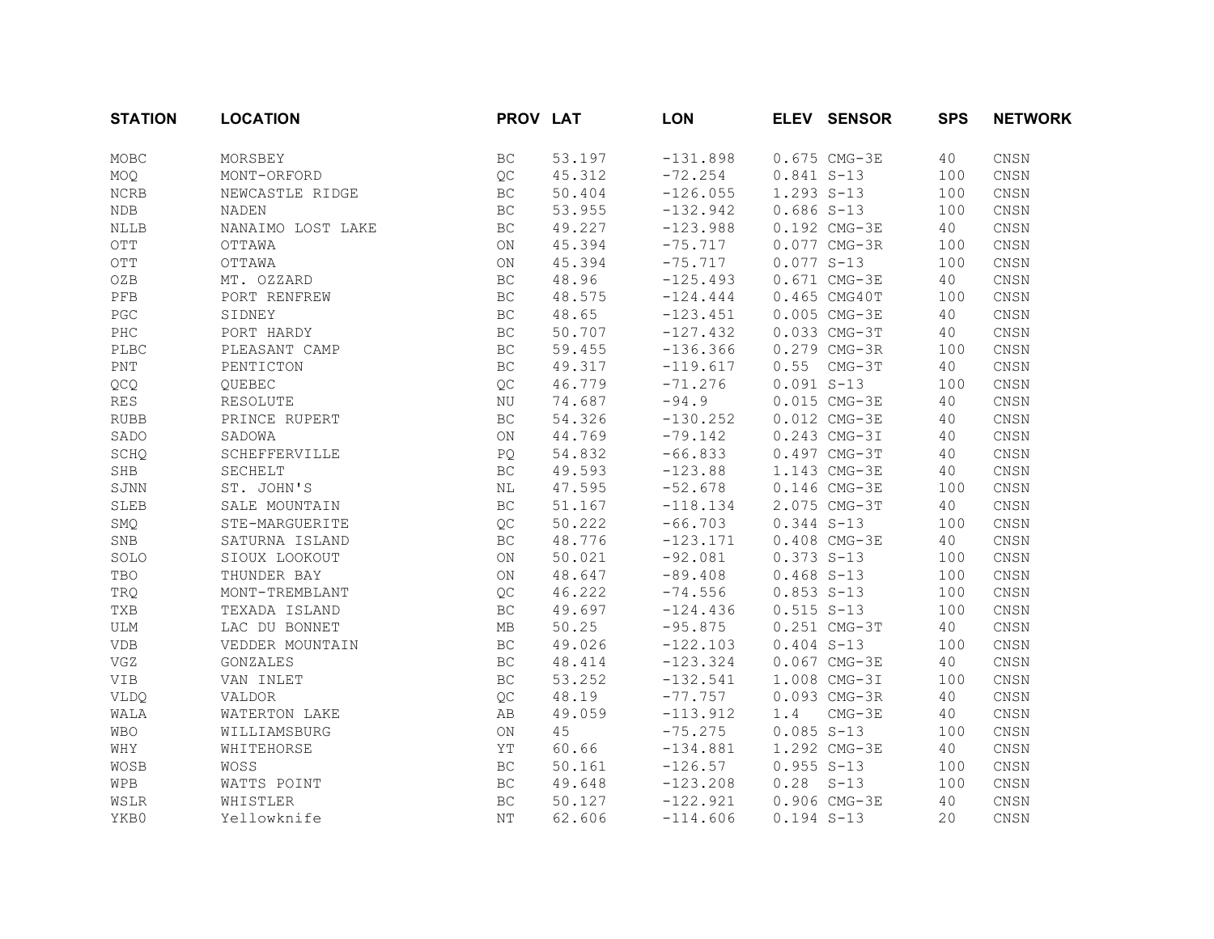| STATION | LOCATION | PROV | LAT | LON | ELEV | SENSOR | SPS | NETWORK |
|---|---|---|---|---|---|---|---|---|
| MOBC | MORSBEY | BC | 53.197 | -131.898 | 0.675 | CMG-3E | 40 | CNSN |
| MOQ | MONT-ORFORD | QC | 45.312 | -72.254 | 0.841 | S-13 | 100 | CNSN |
| NCRB | NEWCASTLE RIDGE | BC | 50.404 | -126.055 | 1.293 | S-13 | 100 | CNSN |
| NDB | NADEN | BC | 53.955 | -132.942 | 0.686 | S-13 | 100 | CNSN |
| NLLB | NANAIMO LOST LAKE | BC | 49.227 | -123.988 | 0.192 | CMG-3E | 40 | CNSN |
| OTT | OTTAWA | ON | 45.394 | -75.717 | 0.077 | CMG-3R | 100 | CNSN |
| OTT | OTTAWA | ON | 45.394 | -75.717 | 0.077 | S-13 | 100 | CNSN |
| OZB | MT. OZZARD | BC | 48.96 | -125.493 | 0.671 | CMG-3E | 40 | CNSN |
| PFB | PORT RENFREW | BC | 48.575 | -124.444 | 0.465 | CMG40T | 100 | CNSN |
| PGC | SIDNEY | BC | 48.65 | -123.451 | 0.005 | CMG-3E | 40 | CNSN |
| PHC | PORT HARDY | BC | 50.707 | -127.432 | 0.033 | CMG-3T | 40 | CNSN |
| PLBC | PLEASANT CAMP | BC | 59.455 | -136.366 | 0.279 | CMG-3R | 100 | CNSN |
| PNT | PENTICTON | BC | 49.317 | -119.617 | 0.55 | CMG-3T | 40 | CNSN |
| QCQ | QUEBEC | QC | 46.779 | -71.276 | 0.091 | S-13 | 100 | CNSN |
| RES | RESOLUTE | NU | 74.687 | -94.9 | 0.015 | CMG-3E | 40 | CNSN |
| RUBB | PRINCE RUPERT | BC | 54.326 | -130.252 | 0.012 | CMG-3E | 40 | CNSN |
| SADO | SADOWA | ON | 44.769 | -79.142 | 0.243 | CMG-3I | 40 | CNSN |
| SCHQ | SCHEFFERVILLE | PQ | 54.832 | -66.833 | 0.497 | CMG-3T | 40 | CNSN |
| SHB | SECHELT | BC | 49.593 | -123.88 | 1.143 | CMG-3E | 40 | CNSN |
| SJNN | ST. JOHN'S | NL | 47.595 | -52.678 | 0.146 | CMG-3E | 100 | CNSN |
| SLEB | SALE MOUNTAIN | BC | 51.167 | -118.134 | 2.075 | CMG-3T | 40 | CNSN |
| SMQ | STE-MARGUERITE | QC | 50.222 | -66.703 | 0.344 | S-13 | 100 | CNSN |
| SNB | SATURNA ISLAND | BC | 48.776 | -123.171 | 0.408 | CMG-3E | 40 | CNSN |
| SOLO | SIOUX LOOKOUT | ON | 50.021 | -92.081 | 0.373 | S-13 | 100 | CNSN |
| TBO | THUNDER BAY | ON | 48.647 | -89.408 | 0.468 | S-13 | 100 | CNSN |
| TRQ | MONT-TREMBLANT | QC | 46.222 | -74.556 | 0.853 | S-13 | 100 | CNSN |
| TXB | TEXADA ISLAND | BC | 49.697 | -124.436 | 0.515 | S-13 | 100 | CNSN |
| ULM | LAC DU BONNET | MB | 50.25 | -95.875 | 0.251 | CMG-3T | 40 | CNSN |
| VDB | VEDDER MOUNTAIN | BC | 49.026 | -122.103 | 0.404 | S-13 | 100 | CNSN |
| VGZ | GONZALES | BC | 48.414 | -123.324 | 0.067 | CMG-3E | 40 | CNSN |
| VIB | VAN INLET | BC | 53.252 | -132.541 | 1.008 | CMG-3I | 100 | CNSN |
| VLDQ | VALDOR | QC | 48.19 | -77.757 | 0.093 | CMG-3R | 40 | CNSN |
| WALA | WATERTON LAKE | AB | 49.059 | -113.912 | 1.4 | CMG-3E | 40 | CNSN |
| WBO | WILLIAMSBURG | ON | 45 | -75.275 | 0.085 | S-13 | 100 | CNSN |
| WHY | WHITEHORSE | YT | 60.66 | -134.881 | 1.292 | CMG-3E | 40 | CNSN |
| WOSB | WOSS | BC | 50.161 | -126.57 | 0.955 | S-13 | 100 | CNSN |
| WPB | WATTS POINT | BC | 49.648 | -123.208 | 0.28 | S-13 | 100 | CNSN |
| WSLR | WHISTLER | BC | 50.127 | -122.921 | 0.906 | CMG-3E | 40 | CNSN |
| YKB0 | Yellowknife | NT | 62.606 | -114.606 | 0.194 | S-13 | 20 | CNSN |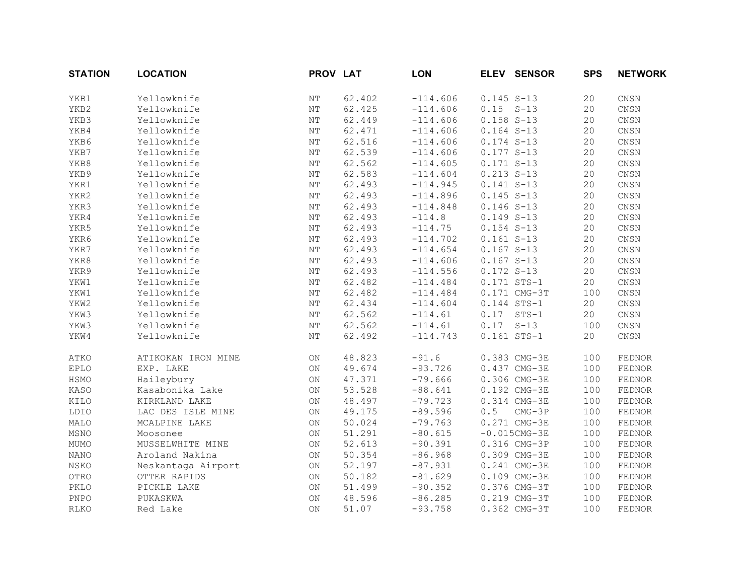| STATION | LOCATION | PROV | LAT | LON | ELEV | SENSOR | SPS | NETWORK |
|---|---|---|---|---|---|---|---|---|
| YKB1 | Yellowknife | NT | 62.402 | -114.606 | 0.145 | S-13 | 20 | CNSN |
| YKB2 | Yellowknife | NT | 62.425 | -114.606 | 0.15 | S-13 | 20 | CNSN |
| YKB3 | Yellowknife | NT | 62.449 | -114.606 | 0.158 | S-13 | 20 | CNSN |
| YKB4 | Yellowknife | NT | 62.471 | -114.606 | 0.164 | S-13 | 20 | CNSN |
| YKB6 | Yellowknife | NT | 62.516 | -114.606 | 0.174 | S-13 | 20 | CNSN |
| YKB7 | Yellowknife | NT | 62.539 | -114.606 | 0.177 | S-13 | 20 | CNSN |
| YKB8 | Yellowknife | NT | 62.562 | -114.605 | 0.171 | S-13 | 20 | CNSN |
| YKB9 | Yellowknife | NT | 62.583 | -114.604 | 0.213 | S-13 | 20 | CNSN |
| YKR1 | Yellowknife | NT | 62.493 | -114.945 | 0.141 | S-13 | 20 | CNSN |
| YKR2 | Yellowknife | NT | 62.493 | -114.896 | 0.145 | S-13 | 20 | CNSN |
| YKR3 | Yellowknife | NT | 62.493 | -114.848 | 0.146 | S-13 | 20 | CNSN |
| YKR4 | Yellowknife | NT | 62.493 | -114.8 | 0.149 | S-13 | 20 | CNSN |
| YKR5 | Yellowknife | NT | 62.493 | -114.75 | 0.154 | S-13 | 20 | CNSN |
| YKR6 | Yellowknife | NT | 62.493 | -114.702 | 0.161 | S-13 | 20 | CNSN |
| YKR7 | Yellowknife | NT | 62.493 | -114.654 | 0.167 | S-13 | 20 | CNSN |
| YKR8 | Yellowknife | NT | 62.493 | -114.606 | 0.167 | S-13 | 20 | CNSN |
| YKR9 | Yellowknife | NT | 62.493 | -114.556 | 0.172 | S-13 | 20 | CNSN |
| YKW1 | Yellowknife | NT | 62.482 | -114.484 | 0.171 | STS-1 | 20 | CNSN |
| YKW1 | Yellowknife | NT | 62.482 | -114.484 | 0.171 | CMG-3T | 100 | CNSN |
| YKW2 | Yellowknife | NT | 62.434 | -114.604 | 0.144 | STS-1 | 20 | CNSN |
| YKW3 | Yellowknife | NT | 62.562 | -114.61 | 0.17 | STS-1 | 20 | CNSN |
| YKW3 | Yellowknife | NT | 62.562 | -114.61 | 0.17 | S-13 | 100 | CNSN |
| YKW4 | Yellowknife | NT | 62.492 | -114.743 | 0.161 | STS-1 | 20 | CNSN |
| ATKO | ATIKOKAN IRON MINE | ON | 48.823 | -91.6 | 0.383 | CMG-3E | 100 | FEDNOR |
| EPLO | EXP. LAKE | ON | 49.674 | -93.726 | 0.437 | CMG-3E | 100 | FEDNOR |
| HSMO | Haileybury | ON | 47.371 | -79.666 | 0.306 | CMG-3E | 100 | FEDNOR |
| KASO | Kasabonika Lake | ON | 53.528 | -88.641 | 0.192 | CMG-3E | 100 | FEDNOR |
| KILO | KIRKLAND LAKE | ON | 48.497 | -79.723 | 0.314 | CMG-3E | 100 | FEDNOR |
| LDIO | LAC DES ISLE MINE | ON | 49.175 | -89.596 | 0.5 | CMG-3P | 100 | FEDNOR |
| MALO | MCALPINE LAKE | ON | 50.024 | -79.763 | 0.271 | CMG-3E | 100 | FEDNOR |
| MSNO | Moosonee | ON | 51.291 | -80.615 | -0.015 | CMG-3E | 100 | FEDNOR |
| MUMO | MUSSELWHITE MINE | ON | 52.613 | -90.391 | 0.316 | CMG-3P | 100 | FEDNOR |
| NANO | Aroland Nakina | ON | 50.354 | -86.968 | 0.309 | CMG-3E | 100 | FEDNOR |
| NSKO | Neskantaga Airport | ON | 52.197 | -87.931 | 0.241 | CMG-3E | 100 | FEDNOR |
| OTRO | OTTER RAPIDS | ON | 50.182 | -81.629 | 0.109 | CMG-3E | 100 | FEDNOR |
| PKLO | PICKLE LAKE | ON | 51.499 | -90.352 | 0.376 | CMG-3T | 100 | FEDNOR |
| PNPO | PUKASKWA | ON | 48.596 | -86.285 | 0.219 | CMG-3T | 100 | FEDNOR |
| RLKO | Red Lake | ON | 51.07 | -93.758 | 0.362 | CMG-3T | 100 | FEDNOR |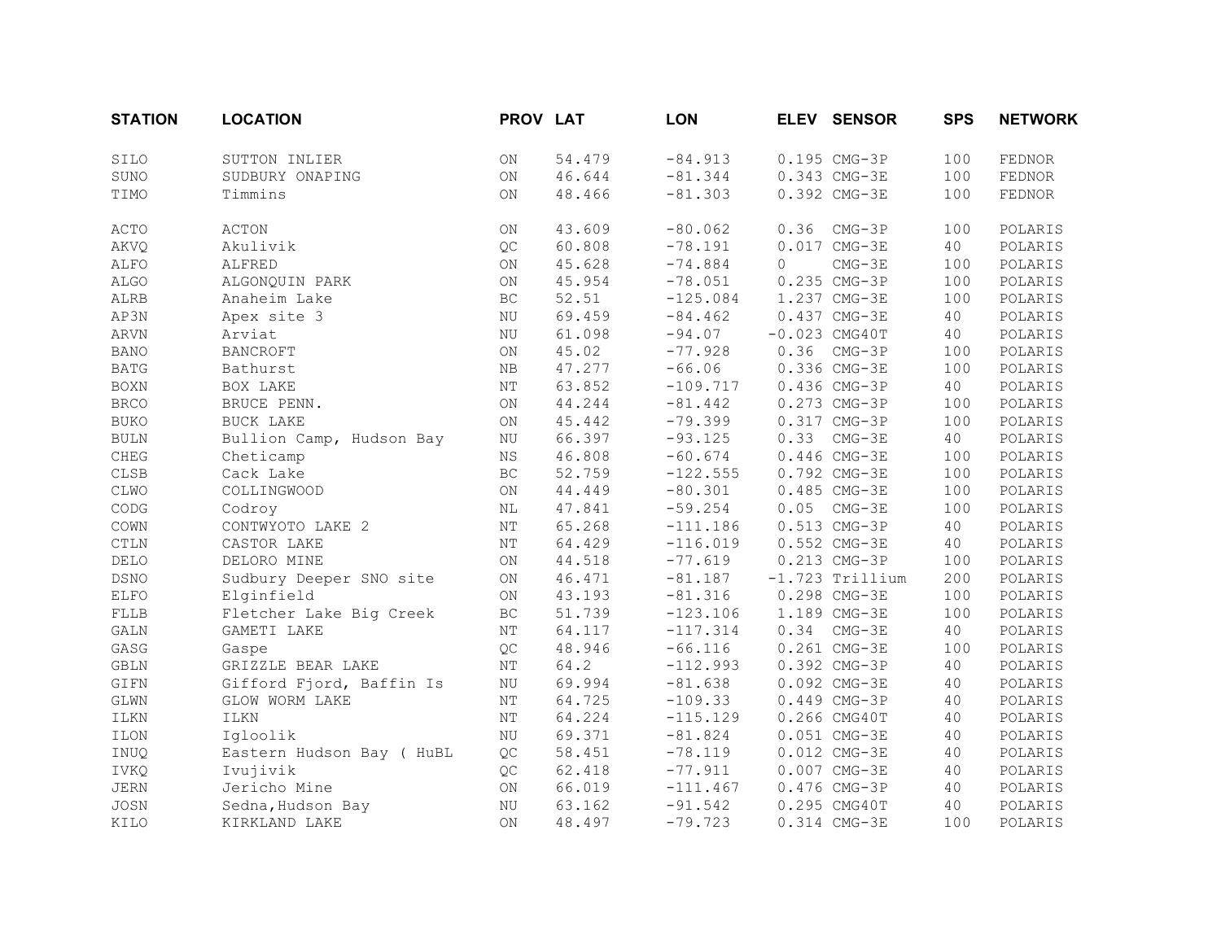| STATION | LOCATION | PROV | LAT | LON | ELEV | SENSOR | SPS | NETWORK |
|---|---|---|---|---|---|---|---|---|
| SILO | SUTTON INLIER | ON | 54.479 | -84.913 | 0.195 | CMG-3P | 100 | FEDNOR |
| SUNO | SUDBURY ONAPING | ON | 46.644 | -81.344 | 0.343 | CMG-3E | 100 | FEDNOR |
| TIMO | Timmins | ON | 48.466 | -81.303 | 0.392 | CMG-3E | 100 | FEDNOR |
| ACTO | ACTON | ON | 43.609 | -80.062 | 0.36 | CMG-3P | 100 | POLARIS |
| AKVQ | Akulivik | QC | 60.808 | -78.191 | 0.017 | CMG-3E | 40 | POLARIS |
| ALFO | ALFRED | ON | 45.628 | -74.884 | 0 | CMG-3E | 100 | POLARIS |
| ALGO | ALGONQUIN PARK | ON | 45.954 | -78.051 | 0.235 | CMG-3P | 100 | POLARIS |
| ALRB | Anaheim Lake | BC | 52.51 | -125.084 | 1.237 | CMG-3E | 100 | POLARIS |
| AP3N | Apex site 3 | NU | 69.459 | -84.462 | 0.437 | CMG-3E | 40 | POLARIS |
| ARVN | Arviat | NU | 61.098 | -94.07 | -0.023 | CMG40T | 40 | POLARIS |
| BANO | BANCROFT | ON | 45.02 | -77.928 | 0.36 | CMG-3P | 100 | POLARIS |
| BATG | Bathurst | NB | 47.277 | -66.06 | 0.336 | CMG-3E | 100 | POLARIS |
| BOXN | BOX LAKE | NT | 63.852 | -109.717 | 0.436 | CMG-3P | 40 | POLARIS |
| BRCO | BRUCE PENN. | ON | 44.244 | -81.442 | 0.273 | CMG-3P | 100 | POLARIS |
| BUKO | BUCK LAKE | ON | 45.442 | -79.399 | 0.317 | CMG-3P | 100 | POLARIS |
| BULN | Bullion Camp, Hudson Bay | NU | 66.397 | -93.125 | 0.33 | CMG-3E | 40 | POLARIS |
| CHEG | Cheticamp | NS | 46.808 | -60.674 | 0.446 | CMG-3E | 100 | POLARIS |
| CLSB | Cack Lake | BC | 52.759 | -122.555 | 0.792 | CMG-3E | 100 | POLARIS |
| CLWO | COLLINGWOOD | ON | 44.449 | -80.301 | 0.485 | CMG-3E | 100 | POLARIS |
| CODG | Codroy | NL | 47.841 | -59.254 | 0.05 | CMG-3E | 100 | POLARIS |
| COWN | CONTWYOTO LAKE 2 | NT | 65.268 | -111.186 | 0.513 | CMG-3P | 40 | POLARIS |
| CTLN | CASTOR LAKE | NT | 64.429 | -116.019 | 0.552 | CMG-3E | 40 | POLARIS |
| DELO | DELORO MINE | ON | 44.518 | -77.619 | 0.213 | CMG-3P | 100 | POLARIS |
| DSNO | Sudbury Deeper SNO site | ON | 46.471 | -81.187 | -1.723 | Trillium | 200 | POLARIS |
| ELFO | Elginfield | ON | 43.193 | -81.316 | 0.298 | CMG-3E | 100 | POLARIS |
| FLLB | Fletcher Lake Big Creek | BC | 51.739 | -123.106 | 1.189 | CMG-3E | 100 | POLARIS |
| GALN | GAMETI LAKE | NT | 64.117 | -117.314 | 0.34 | CMG-3E | 40 | POLARIS |
| GASG | Gaspe | QC | 48.946 | -66.116 | 0.261 | CMG-3E | 100 | POLARIS |
| GBLN | GRIZZLE BEAR LAKE | NT | 64.2 | -112.993 | 0.392 | CMG-3P | 40 | POLARIS |
| GIFN | Gifford Fjord, Baffin Is | NU | 69.994 | -81.638 | 0.092 | CMG-3E | 40 | POLARIS |
| GLWN | GLOW WORM LAKE | NT | 64.725 | -109.33 | 0.449 | CMG-3P | 40 | POLARIS |
| ILKN | ILKN | NT | 64.224 | -115.129 | 0.266 | CMG40T | 40 | POLARIS |
| ILON | Igloolik | NU | 69.371 | -81.824 | 0.051 | CMG-3E | 40 | POLARIS |
| INUQ | Eastern Hudson Bay ( HuBL | QC | 58.451 | -78.119 | 0.012 | CMG-3E | 40 | POLARIS |
| IVKQ | Ivujivik | QC | 62.418 | -77.911 | 0.007 | CMG-3E | 40 | POLARIS |
| JERN | Jericho Mine | ON | 66.019 | -111.467 | 0.476 | CMG-3P | 40 | POLARIS |
| JOSN | Sedna,Hudson Bay | NU | 63.162 | -91.542 | 0.295 | CMG40T | 40 | POLARIS |
| KILO | KIRKLAND LAKE | ON | 48.497 | -79.723 | 0.314 | CMG-3E | 100 | POLARIS |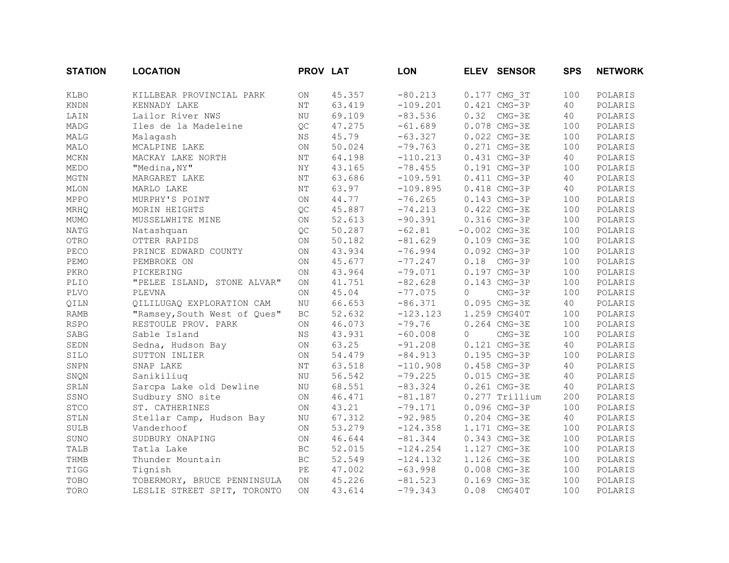| STATION | LOCATION | PROV | LAT | LON | ELEV | SENSOR | SPS | NETWORK |
|---|---|---|---|---|---|---|---|---|
| KLBO | KILLBEAR PROVINCIAL PARK | ON | 45.357 | -80.213 | 0.177 | CMG_3T | 100 | POLARIS |
| KNDN | KENNADY LAKE | NT | 63.419 | -109.201 | 0.421 | CMG-3P | 40 | POLARIS |
| LAIN | Lailor River NWS | NU | 69.109 | -83.536 | 0.32 | CMG-3E | 40 | POLARIS |
| MADG | Iles de la Madeleine | QC | 47.275 | -61.689 | 0.078 | CMG-3E | 100 | POLARIS |
| MALG | Malagash | NS | 45.79 | -63.327 | 0.022 | CMG-3E | 100 | POLARIS |
| MALO | MCALPINE LAKE | ON | 50.024 | -79.763 | 0.271 | CMG-3E | 100 | POLARIS |
| MCKN | MACKAY LAKE NORTH | NT | 64.198 | -110.213 | 0.431 | CMG-3P | 40 | POLARIS |
| MEDO | "Medina,NY" | NY | 43.165 | -78.455 | 0.191 | CMG-3P | 100 | POLARIS |
| MGTN | MARGARET LAKE | NT | 63.686 | -109.591 | 0.411 | CMG-3P | 40 | POLARIS |
| MLON | MARLO LAKE | NT | 63.97 | -109.895 | 0.418 | CMG-3P | 40 | POLARIS |
| MPPO | MURPHY'S POINT | ON | 44.77 | -76.265 | 0.143 | CMG-3P | 100 | POLARIS |
| MRHQ | MORIN HEIGHTS | QC | 45.887 | -74.213 | 0.422 | CMG-3E | 100 | POLARIS |
| MUMO | MUSSELWHITE MINE | ON | 52.613 | -90.391 | 0.316 | CMG-3P | 100 | POLARIS |
| NATG | Natashquan | QC | 50.287 | -62.81 | -0.002 | CMG-3E | 100 | POLARIS |
| OTRO | OTTER RAPIDS | ON | 50.182 | -81.629 | 0.109 | CMG-3E | 100 | POLARIS |
| PECO | PRINCE EDWARD COUNTY | ON | 43.934 | -76.994 | 0.092 | CMG-3P | 100 | POLARIS |
| PEMO | PEMBROKE ON | ON | 45.677 | -77.247 | 0.18 | CMG-3P | 100 | POLARIS |
| PKRO | PICKERING | ON | 43.964 | -79.071 | 0.197 | CMG-3P | 100 | POLARIS |
| PLIO | "PELEE ISLAND, STONE ALVAR" | ON | 41.751 | -82.628 | 0.143 | CMG-3P | 100 | POLARIS |
| PLVO | PLEVNA | ON | 45.04 | -77.075 | 0 | CMG-3P | 100 | POLARIS |
| QILN | QILILUGAQ EXPLORATION CAM | NU | 66.653 | -86.371 | 0.095 | CMG-3E | 40 | POLARIS |
| RAMB | "Ramsey,South West of Ques" | BC | 52.632 | -123.123 | 1.259 | CMG40T | 100 | POLARIS |
| RSPO | RESTOULE PROV. PARK | ON | 46.073 | -79.76 | 0.264 | CMG-3E | 100 | POLARIS |
| SABG | Sable Island | NS | 43.931 | -60.008 | 0 | CMG-3E | 100 | POLARIS |
| SEDN | Sedna, Hudson Bay | ON | 63.25 | -91.208 | 0.121 | CMG-3E | 40 | POLARIS |
| SILO | SUTTON INLIER | ON | 54.479 | -84.913 | 0.195 | CMG-3P | 100 | POLARIS |
| SNPN | SNAP LAKE | NT | 63.518 | -110.908 | 0.458 | CMG-3P | 40 | POLARIS |
| SNQN | Sanikiliuq | NU | 56.542 | -79.225 | 0.015 | CMG-3E | 40 | POLARIS |
| SRLN | Sarcpa Lake old Dewline | NU | 68.551 | -83.324 | 0.261 | CMG-3E | 40 | POLARIS |
| SSNO | Sudbury SNO site | ON | 46.471 | -81.187 | 0.277 | Trillium | 200 | POLARIS |
| STCO | ST. CATHERINES | ON | 43.21 | -79.171 | 0.096 | CMG-3P | 100 | POLARIS |
| STLN | Stellar Camp, Hudson Bay | NU | 67.312 | -92.985 | 0.204 | CMG-3E | 40 | POLARIS |
| SULB | Vanderhoof | ON | 53.279 | -124.358 | 1.171 | CMG-3E | 100 | POLARIS |
| SUNO | SUDBURY ONAPING | ON | 46.644 | -81.344 | 0.343 | CMG-3E | 100 | POLARIS |
| TALB | Tatla Lake | BC | 52.015 | -124.254 | 1.127 | CMG-3E | 100 | POLARIS |
| THMB | Thunder Mountain | BC | 52.549 | -124.132 | 1.126 | CMG-3E | 100 | POLARIS |
| TIGG | Tignish | PE | 47.002 | -63.998 | 0.008 | CMG-3E | 100 | POLARIS |
| TOBO | TOBERMORY, BRUCE PENNINSULA | ON | 45.226 | -81.523 | 0.169 | CMG-3E | 100 | POLARIS |
| TORO | LESLIE STREET SPIT, TORONTO | ON | 43.614 | -79.343 | 0.08 | CMG40T | 100 | POLARIS |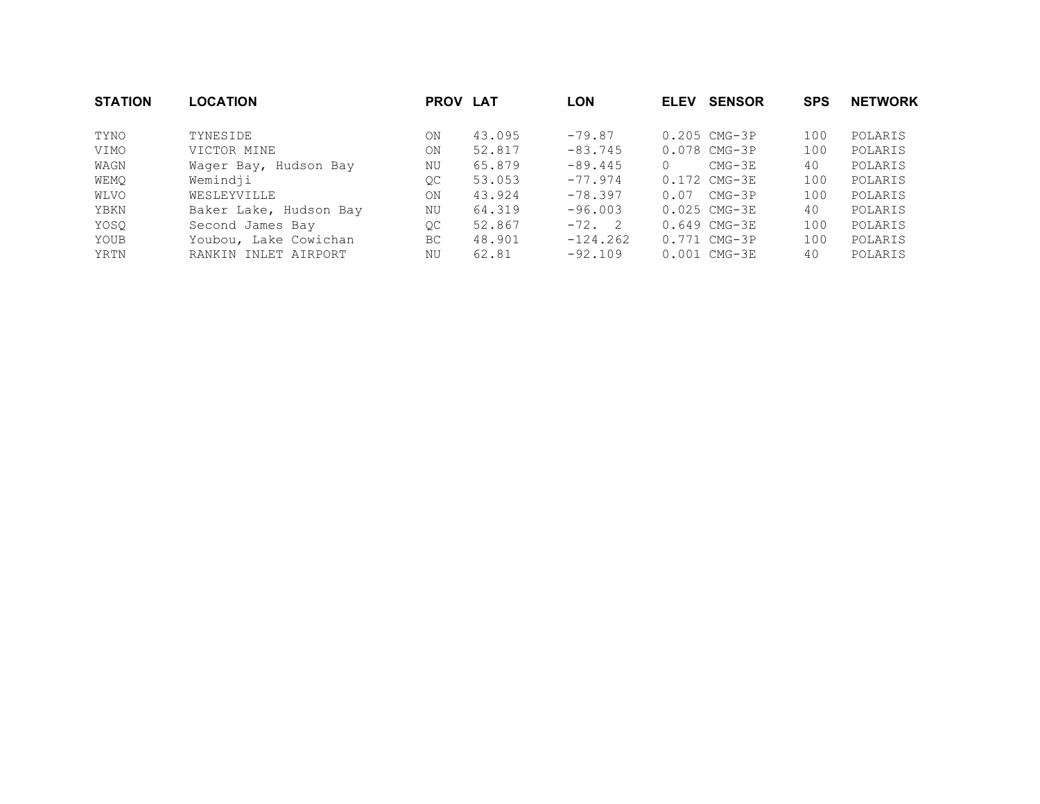| STATION | LOCATION | PROV | LAT | LON | ELEV | SENSOR | SPS | NETWORK |
|---|---|---|---|---|---|---|---|---|
| TYNO | TYNESIDE | ON | 43.095 | -79.87 | 0.205 | CMG-3P | 100 | POLARIS |
| VIMO | VICTOR MINE | ON | 52.817 | -83.745 | 0.078 | CMG-3P | 100 | POLARIS |
| WAGN | Wager Bay, Hudson Bay | NU | 65.879 | -89.445 | 0 | CMG-3E | 40 | POLARIS |
| WEMQ | Wemindji | QC | 53.053 | -77.974 | 0.172 | CMG-3E | 100 | POLARIS |
| WLVO | WESLEYVILLE | ON | 43.924 | -78.397 | 0.07 | CMG-3P | 100 | POLARIS |
| YBKN | Baker Lake, Hudson Bay | NU | 64.319 | -96.003 | 0.025 | CMG-3E | 40 | POLARIS |
| YOSQ | Second James Bay | QC | 52.867 | -72. 2 | 0.649 | CMG-3E | 100 | POLARIS |
| YOUB | Youbou, Lake Cowichan | BC | 48.901 | -124.262 | 0.771 | CMG-3P | 100 | POLARIS |
| YRTN | RANKIN INLET AIRPORT | NU | 62.81 | -92.109 | 0.001 | CMG-3E | 40 | POLARIS |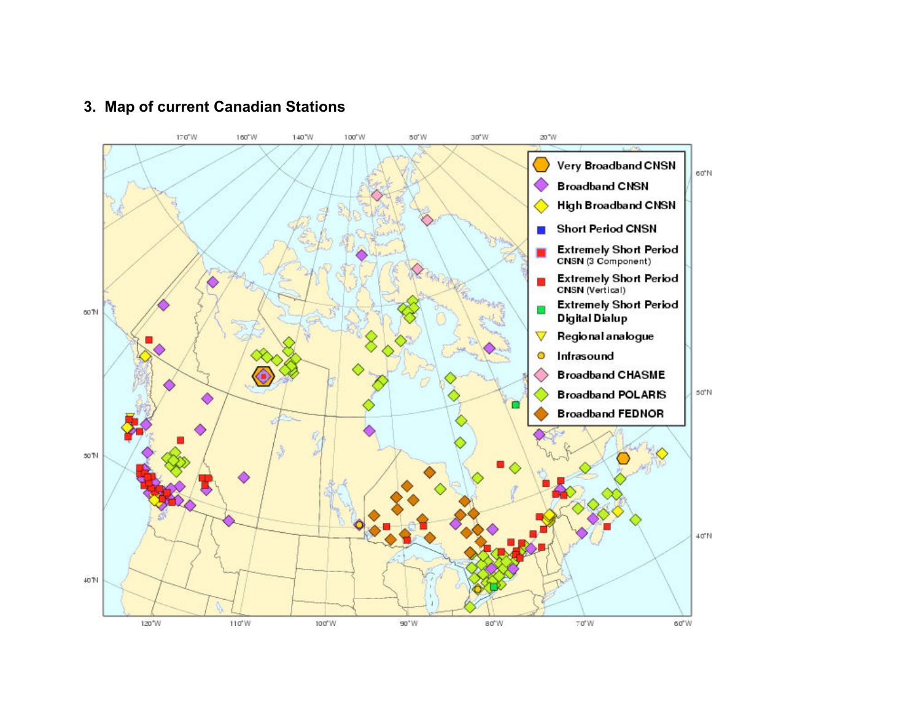## 3. Map of current Canadian Stations

170°W
160°W
140°W
100°W
60°W
30°W
20°W

60°N
50°N
40°N

60°N
50°N
40°N

120°W
110°W
100°W
90°W
80°W
70°W
60°W

Very Broadband CNSN
Broadband CNSN
High Broadband CNSN
Short Period CNSN
Extremely Short Period CNSN (3 Component)
Extremely Short Period CNSN (Vertical)
Extremely Short Period Digital Dialup
Regional analogue
Infrasound
Broadband CHASME
Broadband POLARIS
Broadband FEDNOR